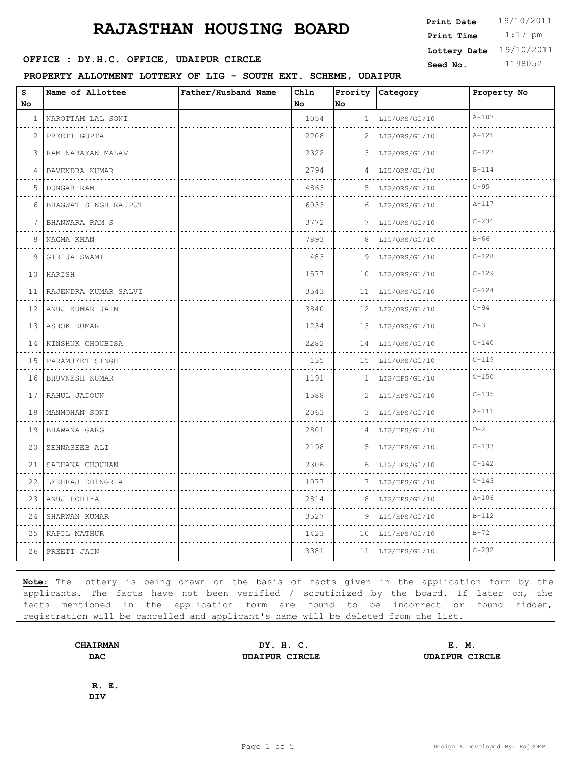# RAJASTHAN HOUSING BOARD

**Print Date** 19/10/2011
**Print Time** 1:17 pm
**Lottery Date** 19/10/2011
**Seed No.** 1198052

**OFFICE : DY.H.C. OFFICE, UDAIPUR CIRCLE**

**PROPERTY ALLOTMENT LOTTERY OF LIG - SOUTH EXT. SCHEME, UDAIPUR**

| S No | Name of Allottee | Father/Husband Name | Chln No | Prority No | Category | Property No |
|---|---|---|---|---|---|---|
| 1 | NAROTTAM LAL SONI | | 1054 | 1 | LIG/ORS/G1/10 | A-107 |
| 2 | PREETI GUPTA | | 2208 | 2 | LIG/ORS/G1/10 | A-121 |
| 3 | RAM NARAYAN MALAV | | 2322 | 3 | LIG/ORS/G1/10 | C-127 |
| 4 | DAVENDRA KUMAR | | 2794 | 4 | LIG/ORS/G1/10 | B-114 |
| 5 | DUNGAR RAM | | 4863 | 5 | LIG/ORS/G1/10 | C-95 |
| 6 | BHAGWAT SINGH RAJPUT | | 6033 | 6 | LIG/ORS/G1/10 | A-117 |
| 7 | BHANWARA RAM S | | 3772 | 7 | LIG/ORS/G1/10 | C-236 |
| 8 | NAGMA KHAN | | 7893 | 8 | LIG/ORS/G1/10 | B-66 |
| 9 | GIRIJA SWAMI | | 483 | 9 | LIG/ORS/G1/10 | C-128 |
| 10 | HARISH | | 1577 | 10 | LIG/ORS/G1/10 | C-129 |
| 11 | RAJENDRA KUMAR SALVI | | 3543 | 11 | LIG/ORS/G1/10 | C-124 |
| 12 | ANUJ KUMAR JAIN | | 3840 | 12 | LIG/ORS/G1/10 | C-94 |
| 13 | ASHOK KUMAR | | 1234 | 13 | LIG/ORS/G1/10 | D-3 |
| 14 | KINSHUK CHOUBISA | | 2282 | 14 | LIG/ORS/G1/10 | C-140 |
| 15 | PARAMJEET SINGH | | 135 | 15 | LIG/ORS/G1/10 | C-119 |
| 16 | BHUVNESH KUMAR | | 1191 | 1 | LIG/HPS/G1/10 | C-150 |
| 17 | RAHUL JADOUN | | 1588 | 2 | LIG/HPS/G1/10 | C-135 |
| 18 | MANMOHAN SONI | | 2063 | 3 | LIG/HPS/G1/10 | A-111 |
| 19 | BHAWANA GARG | | 2801 | 4 | LIG/HPS/G1/10 | D-2 |
| 20 | ZEHNASEEB ALI | | 2198 | 5 | LIG/HPS/G1/10 | C-133 |
| 21 | SADHANA CHOUHAN | | 2306 | 6 | LIG/HPS/G1/10 | C-142 |
| 22 | LEKHRAJ DHINGRIA | | 1077 | 7 | LIG/HPS/G1/10 | C-143 |
| 23 | ANUJ LOHIYA | | 2814 | 8 | LIG/HPS/G1/10 | A-106 |
| 24 | SHARWAN KUMAR | | 3527 | 9 | LIG/HPS/G1/10 | B-112 |
| 25 | KAPIL MATHUR | | 1423 | 10 | LIG/HPS/G1/10 | B-72 |
| 26 | PREETI JAIN | | 3381 | 11 | LIG/HPS/G1/10 | C-232 |

**Note:** The lottery is being drawn on the basis of facts given in the application form by the applicants. The facts have not been verified / scrutinized by the board. If later on, the facts mentioned in the application form are found to be incorrect or found hidden, registration will be cancelled and applicant's name will be deleted from the list.

**CHAIRMAN**
**DAC**

**DY. H. C.**
**UDAIPUR CIRCLE**

**E. M.**
**UDAIPUR CIRCLE**

**R. E.**
**DIV**

Design & Developed By: RajCOMP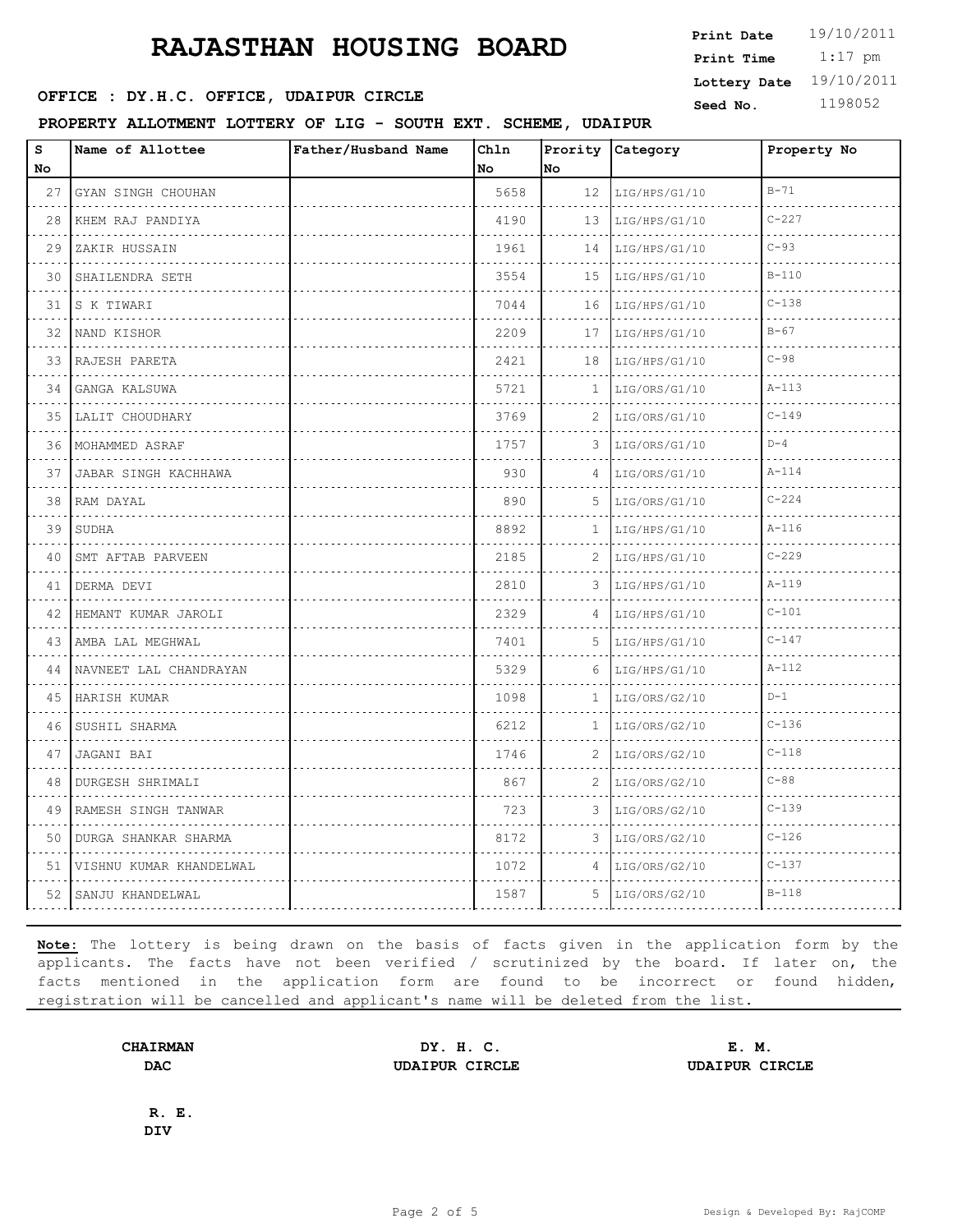# RAJASTHAN HOUSING BOARD

**Print Date** 19/10/2011
**Print Time** 1:17 pm
**Lottery Date** 19/10/2011
**Seed No.** 1198052

**OFFICE : DY.H.C. OFFICE, UDAIPUR CIRCLE**

**PROPERTY ALLOTMENT LOTTERY OF LIG - SOUTH EXT. SCHEME, UDAIPUR**

| S No | Name of Allottee | Father/Husband Name | Chln No | Prority No | Category | Property No |
|---|---|---|---|---|---|---|
| 27 | GYAN SINGH CHOUHAN | | 5658 | 12 | LIG/HPS/G1/10 | B-71 |
| 28 | KHEM RAJ PANDIYA | | 4190 | 13 | LIG/HPS/G1/10 | C-227 |
| 29 | ZAKIR HUSSAIN | | 1961 | 14 | LIG/HPS/G1/10 | C-93 |
| 30 | SHAILENDRA SETH | | 3554 | 15 | LIG/HPS/G1/10 | B-110 |
| 31 | S K TIWARI | | 7044 | 16 | LIG/HPS/G1/10 | C-138 |
| 32 | NAND KISHOR | | 2209 | 17 | LIG/HPS/G1/10 | B-67 |
| 33 | RAJESH PARETA | | 2421 | 18 | LIG/HPS/G1/10 | C-98 |
| 34 | GANGA KALSUWA | | 5721 | 1 | LIG/ORS/G1/10 | A-113 |
| 35 | LALIT CHOUDHARY | | 3769 | 2 | LIG/ORS/G1/10 | C-149 |
| 36 | MOHAMMED ASRAF | | 1757 | 3 | LIG/ORS/G1/10 | D-4 |
| 37 | JABAR SINGH KACHHAWA | | 930 | 4 | LIG/ORS/G1/10 | A-114 |
| 38 | RAM DAYAL | | 890 | 5 | LIG/ORS/G1/10 | C-224 |
| 39 | SUDHA | | 8892 | 1 | LIG/HPS/G1/10 | A-116 |
| 40 | SMT AFTAB PARVEEN | | 2185 | 2 | LIG/HPS/G1/10 | C-229 |
| 41 | DERMA DEVI | | 2810 | 3 | LIG/HPS/G1/10 | A-119 |
| 42 | HEMANT KUMAR JAROLI | | 2329 | 4 | LIG/HPS/G1/10 | C-101 |
| 43 | AMBA LAL MEGHWAL | | 7401 | 5 | LIG/HPS/G1/10 | C-147 |
| 44 | NAVNEET LAL CHANDRAYAN | | 5329 | 6 | LIG/HPS/G1/10 | A-112 |
| 45 | HARISH KUMAR | | 1098 | 1 | LIG/ORS/G2/10 | D-1 |
| 46 | SUSHIL SHARMA | | 6212 | 1 | LIG/ORS/G2/10 | C-136 |
| 47 | JAGANI BAI | | 1746 | 2 | LIG/ORS/G2/10 | C-118 |
| 48 | DURGESH SHRIMALI | | 867 | 2 | LIG/ORS/G2/10 | C-88 |
| 49 | RAMESH SINGH TANWAR | | 723 | 3 | LIG/ORS/G2/10 | C-139 |
| 50 | DURGA SHANKAR SHARMA | | 8172 | 3 | LIG/ORS/G2/10 | C-126 |
| 51 | VISHNU KUMAR KHANDELWAL | | 1072 | 4 | LIG/ORS/G2/10 | C-137 |
| 52 | SANJU KHANDELWAL | | 1587 | 5 | LIG/ORS/G2/10 | B-118 |

**Note:** The lottery is being drawn on the basis of facts given in the application form by the applicants. The facts have not been verified / scrutinized by the board. If later on, the facts mentioned in the application form are found to be incorrect or found hidden, registration will be cancelled and applicant's name will be deleted from the list.

**CHAIRMAN**
**DAC**

**DY. H. C.**
**UDAIPUR CIRCLE**

**E. M.**
**UDAIPUR CIRCLE**

**R. E.**
**DIV**

Design & Developed By: RajCOMP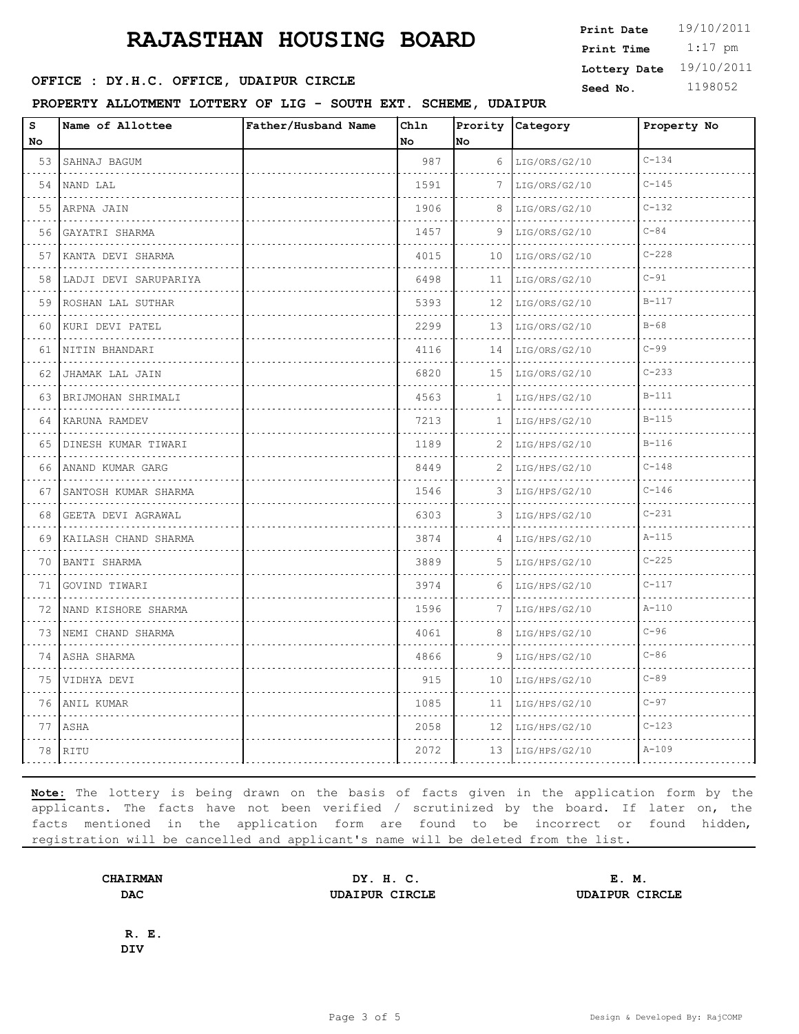# RAJASTHAN HOUSING BOARD

**OFFICE : DY.H.C. OFFICE, UDAIPUR CIRCLE**

**Print Date** 19/10/2011
**Print Time** 1:17 pm
**Lottery Date** 19/10/2011
**Seed No.** 1198052

**PROPERTY ALLOTMENT LOTTERY OF LIG - SOUTH EXT. SCHEME, UDAIPUR**

| S No | Name of Allottee | Father/Husband Name | Chln No | Prority No | Category | Property No |
|---|---|---|---|---|---|---|
| 53 | SAHNAJ BAGUM | | 987 | 6 | LIG/ORS/G2/10 | C-134 |
| 54 | NAND LAL | | 1591 | 7 | LIG/ORS/G2/10 | C-145 |
| 55 | ARPNA JAIN | | 1906 | 8 | LIG/ORS/G2/10 | C-132 |
| 56 | GAYATRI SHARMA | | 1457 | 9 | LIG/ORS/G2/10 | C-84 |
| 57 | KANTA DEVI SHARMA | | 4015 | 10 | LIG/ORS/G2/10 | C-228 |
| 58 | LADJI DEVI SARUPARIYA | | 6498 | 11 | LIG/ORS/G2/10 | C-91 |
| 59 | ROSHAN LAL SUTHAR | | 5393 | 12 | LIG/ORS/G2/10 | B-117 |
| 60 | KURI DEVI PATEL | | 2299 | 13 | LIG/ORS/G2/10 | B-68 |
| 61 | NITIN BHANDARI | | 4116 | 14 | LIG/ORS/G2/10 | C-99 |
| 62 | JHAMAK LAL JAIN | | 6820 | 15 | LIG/ORS/G2/10 | C-233 |
| 63 | BRIJMOHAN SHRIMALI | | 4563 | 1 | LIG/HPS/G2/10 | B-111 |
| 64 | KARUNA RAMDEV | | 7213 | 1 | LIG/HPS/G2/10 | B-115 |
| 65 | DINESH KUMAR TIWARI | | 1189 | 2 | LIG/HPS/G2/10 | B-116 |
| 66 | ANAND KUMAR GARG | | 8449 | 2 | LIG/HPS/G2/10 | C-148 |
| 67 | SANTOSH KUMAR SHARMA | | 1546 | 3 | LIG/HPS/G2/10 | C-146 |
| 68 | GEETA DEVI AGRAWAL | | 6303 | 3 | LIG/HPS/G2/10 | C-231 |
| 69 | KAILASH CHAND SHARMA | | 3874 | 4 | LIG/HPS/G2/10 | A-115 |
| 70 | BANTI SHARMA | | 3889 | 5 | LIG/HPS/G2/10 | C-225 |
| 71 | GOVIND TIWARI | | 3974 | 6 | LIG/HPS/G2/10 | C-117 |
| 72 | NAND KISHORE SHARMA | | 1596 | 7 | LIG/HPS/G2/10 | A-110 |
| 73 | NEMI CHAND SHARMA | | 4061 | 8 | LIG/HPS/G2/10 | C-96 |
| 74 | ASHA SHARMA | | 4866 | 9 | LIG/HPS/G2/10 | C-86 |
| 75 | VIDHYA DEVI | | 915 | 10 | LIG/HPS/G2/10 | C-89 |
| 76 | ANIL KUMAR | | 1085 | 11 | LIG/HPS/G2/10 | C-97 |
| 77 | ASHA | | 2058 | 12 | LIG/HPS/G2/10 | C-123 |
| 78 | RITU | | 2072 | 13 | LIG/HPS/G2/10 | A-109 |

**Note:** The lottery is being drawn on the basis of facts given in the application form by the applicants. The facts have not been verified / scrutinized by the board. If later on, the facts mentioned in the application form are found to be incorrect or found hidden, registration will be cancelled and applicant's name will be deleted from the list.

**CHAIRMAN**
**DAC**

**DY. H. C.**
**UDAIPUR CIRCLE**

**E. M.**
**UDAIPUR CIRCLE**

**R. E.**
**DIV**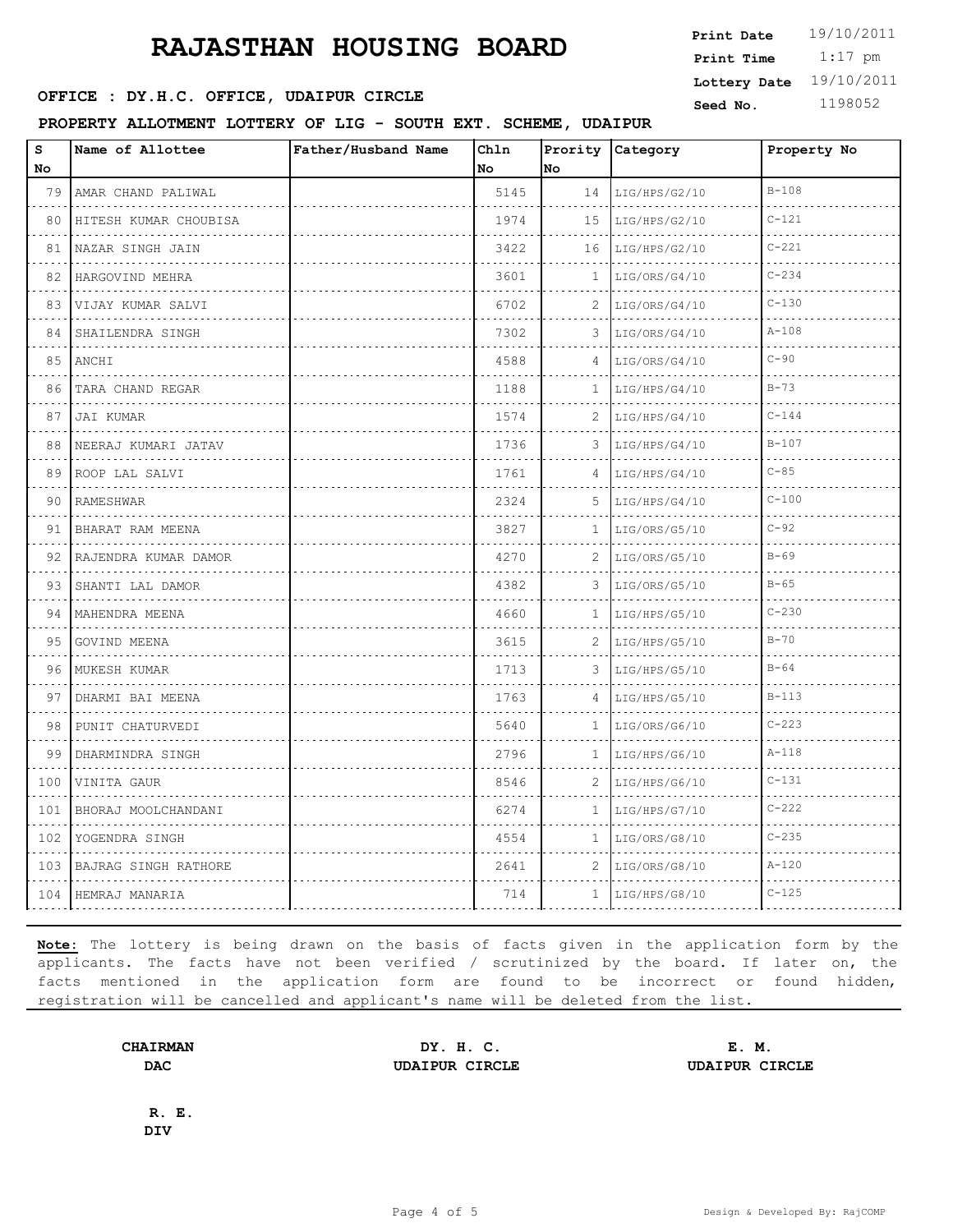# RAJASTHAN HOUSING BOARD

**Print Date** 19/10/2011
**Print Time** 1:17 pm
**Lottery Date** 19/10/2011
**Seed No.** 1198052

**OFFICE : DY.H.C. OFFICE, UDAIPUR CIRCLE**

**PROPERTY ALLOTMENT LOTTERY OF LIG - SOUTH EXT. SCHEME, UDAIPUR**

| S No | Name of Allottee | Father/Husband Name | Chln No | Prority No | Category | Property No |
|---|---|---|---|---|---|---|
| 79 | AMAR CHAND PALIWAL | | 5145 | 14 | LIG/HPS/G2/10 | B-108 |
| 80 | HITESH KUMAR CHOUBISA | | 1974 | 15 | LIG/HPS/G2/10 | C-121 |
| 81 | NAZAR SINGH JAIN | | 3422 | 16 | LIG/HPS/G2/10 | C-221 |
| 82 | HARGOVIND MEHRA | | 3601 | 1 | LIG/ORS/G4/10 | C-234 |
| 83 | VIJAY KUMAR SALVI | | 6702 | 2 | LIG/ORS/G4/10 | C-130 |
| 84 | SHAILENDRA SINGH | | 7302 | 3 | LIG/ORS/G4/10 | A-108 |
| 85 | ANCHI | | 4588 | 4 | LIG/ORS/G4/10 | C-90 |
| 86 | TARA CHAND REGAR | | 1188 | 1 | LIG/HPS/G4/10 | B-73 |
| 87 | JAI KUMAR | | 1574 | 2 | LIG/HPS/G4/10 | C-144 |
| 88 | NEERAJ KUMARI JATAV | | 1736 | 3 | LIG/HPS/G4/10 | B-107 |
| 89 | ROOP LAL SALVI | | 1761 | 4 | LIG/HPS/G4/10 | C-85 |
| 90 | RAMESHWAR | | 2324 | 5 | LIG/HPS/G4/10 | C-100 |
| 91 | BHARAT RAM MEENA | | 3827 | 1 | LIG/ORS/G5/10 | C-92 |
| 92 | RAJENDRA KUMAR DAMOR | | 4270 | 2 | LIG/ORS/G5/10 | B-69 |
| 93 | SHANTI LAL DAMOR | | 4382 | 3 | LIG/ORS/G5/10 | B-65 |
| 94 | MAHENDRA MEENA | | 4660 | 1 | LIG/HPS/G5/10 | C-230 |
| 95 | GOVIND MEENA | | 3615 | 2 | LIG/HPS/G5/10 | B-70 |
| 96 | MUKESH KUMAR | | 1713 | 3 | LIG/HPS/G5/10 | B-64 |
| 97 | DHARMI BAI MEENA | | 1763 | 4 | LIG/HPS/G5/10 | B-113 |
| 98 | PUNIT CHATURVEDI | | 5640 | 1 | LIG/ORS/G6/10 | C-223 |
| 99 | DHARMINDRA SINGH | | 2796 | 1 | LIG/HPS/G6/10 | A-118 |
| 100 | VINITA GAUR | | 8546 | 2 | LIG/HPS/G6/10 | C-131 |
| 101 | BHORAJ MOOLCHANDANI | | 6274 | 1 | LIG/HPS/G7/10 | C-222 |
| 102 | YOGENDRA SINGH | | 4554 | 1 | LIG/ORS/G8/10 | C-235 |
| 103 | BAJRAG SINGH RATHORE | | 2641 | 2 | LIG/ORS/G8/10 | A-120 |
| 104 | HEMRAJ MANARIA | | 714 | 1 | LIG/HPS/G8/10 | C-125 |

**Note:** The lottery is being drawn on the basis of facts given in the application form by the applicants. The facts have not been verified / scrutinized by the board. If later on, the facts mentioned in the application form are found to be incorrect or found hidden, registration will be cancelled and applicant's name will be deleted from the list.

**CHAIRMAN**
**DAC**

**DY. H. C.**
**UDAIPUR CIRCLE**

**E. M.**
**UDAIPUR CIRCLE**

**R. E.**
**DIV**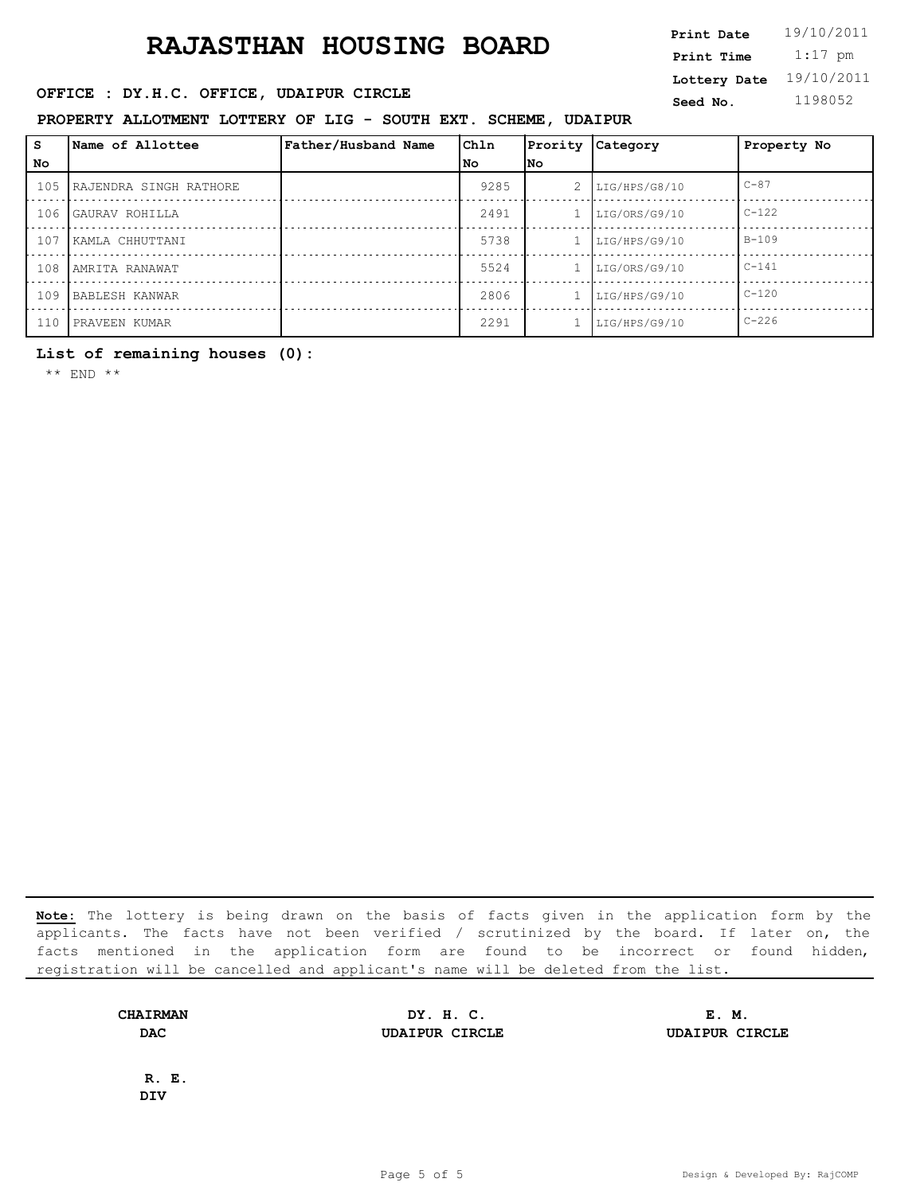# RAJASTHAN HOUSING BOARD

**Print Date** 19/10/2011
**Print Time** 1:17 pm
**Lottery Date** 19/10/2011
**Seed No.** 1198052

**OFFICE : DY.H.C. OFFICE, UDAIPUR CIRCLE**

**PROPERTY ALLOTMENT LOTTERY OF LIG - SOUTH EXT. SCHEME, UDAIPUR**

| S No | Name of Allottee | Father/Husband Name | Chln No | Prority No | Category | Property No |
|---|---|---|---|---|---|---|
| 105 | RAJENDRA SINGH RATHORE | | 9285 | 2 | LIG/HPS/G8/10 | C-87 |
| 106 | GAURAV ROHILLA | | 2491 | 1 | LIG/ORS/G9/10 | C-122 |
| 107 | KAMLA CHHUTTANI | | 5738 | 1 | LIG/HPS/G9/10 | B-109 |
| 108 | AMRITA RANAWAT | | 5524 | 1 | LIG/ORS/G9/10 | C-141 |
| 109 | BABLESH KANWAR | | 2806 | 1 | LIG/HPS/G9/10 | C-120 |
| 110 | PRAVEEN KUMAR | | 2291 | 1 | LIG/HPS/G9/10 | C-226 |

**List of remaining houses (0):**

** END **

**Note:** The lottery is being drawn on the basis of facts given in the application form by the applicants. The facts have not been verified / scrutinized by the board. If later on, the facts mentioned in the application form are found to be incorrect or found hidden, registration will be cancelled and applicant's name will be deleted from the list.

**CHAIRMAN**
**DAC**

**DY. H. C.**
**UDAIPUR CIRCLE**

**E. M.**
**UDAIPUR CIRCLE**

**R. E.**
**DIV**

Design & Developed By: RajCOMP